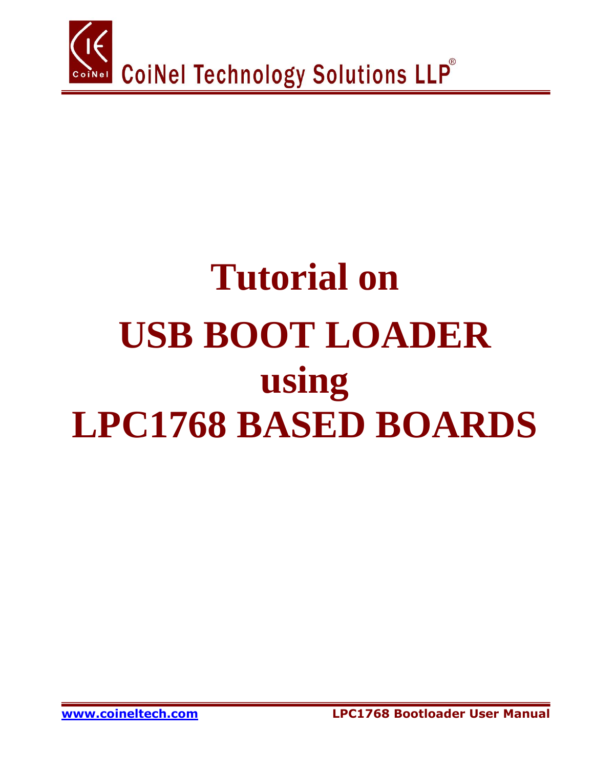CoiNel Technology Solutions LLP®

# Tutorial on
# USB BOOT LOADER
# using
# LPC1768 BASED BOARDS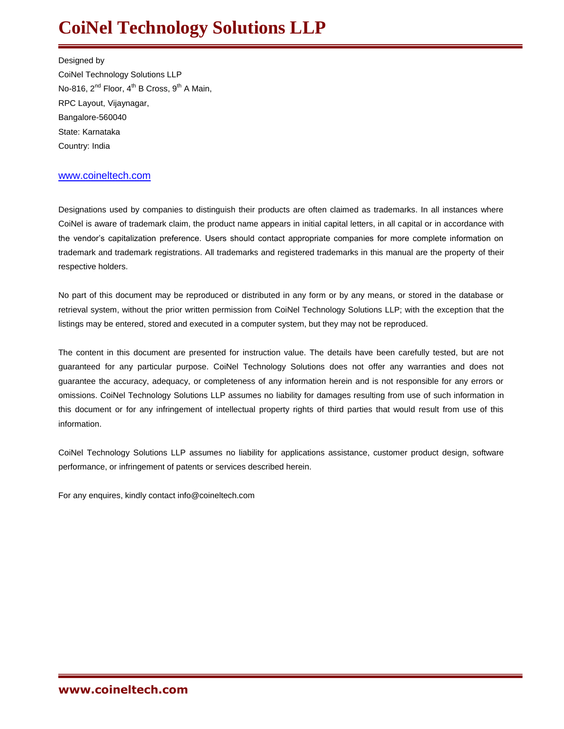Designed by

CoiNel Technology Solutions LLP

No-816, 2nd Floor, 4th B Cross, 9th A Main,

RPC Layout, Vijaynagar,

Bangalore-560040

State: Karnataka

Country: India

www.coineltech.com

Designations used by companies to distinguish their products are often claimed as trademarks. In all instances where CoiNel is aware of trademark claim, the product name appears in initial capital letters, in all capital or in accordance with the vendor's capitalization preference. Users should contact appropriate companies for more complete information on trademark and trademark registrations. All trademarks and registered trademarks in this manual are the property of their respective holders.

No part of this document may be reproduced or distributed in any form or by any means, or stored in the database or retrieval system, without the prior written permission from CoiNel Technology Solutions LLP; with the exception that the listings may be entered, stored and executed in a computer system, but they may not be reproduced.

The content in this document are presented for instruction value. The details have been carefully tested, but are not guaranteed for any particular purpose. CoiNel Technology Solutions does not offer any warranties and does not guarantee the accuracy, adequacy, or completeness of any information herein and is not responsible for any errors or omissions. CoiNel Technology Solutions LLP assumes no liability for damages resulting from use of such information in this document or for any infringement of intellectual property rights of third parties that would result from use of this information.

CoiNel Technology Solutions LLP assumes no liability for applications assistance, customer product design, software performance, or infringement of patents or services described herein.

For any enquires, kindly contact info@coineltech.com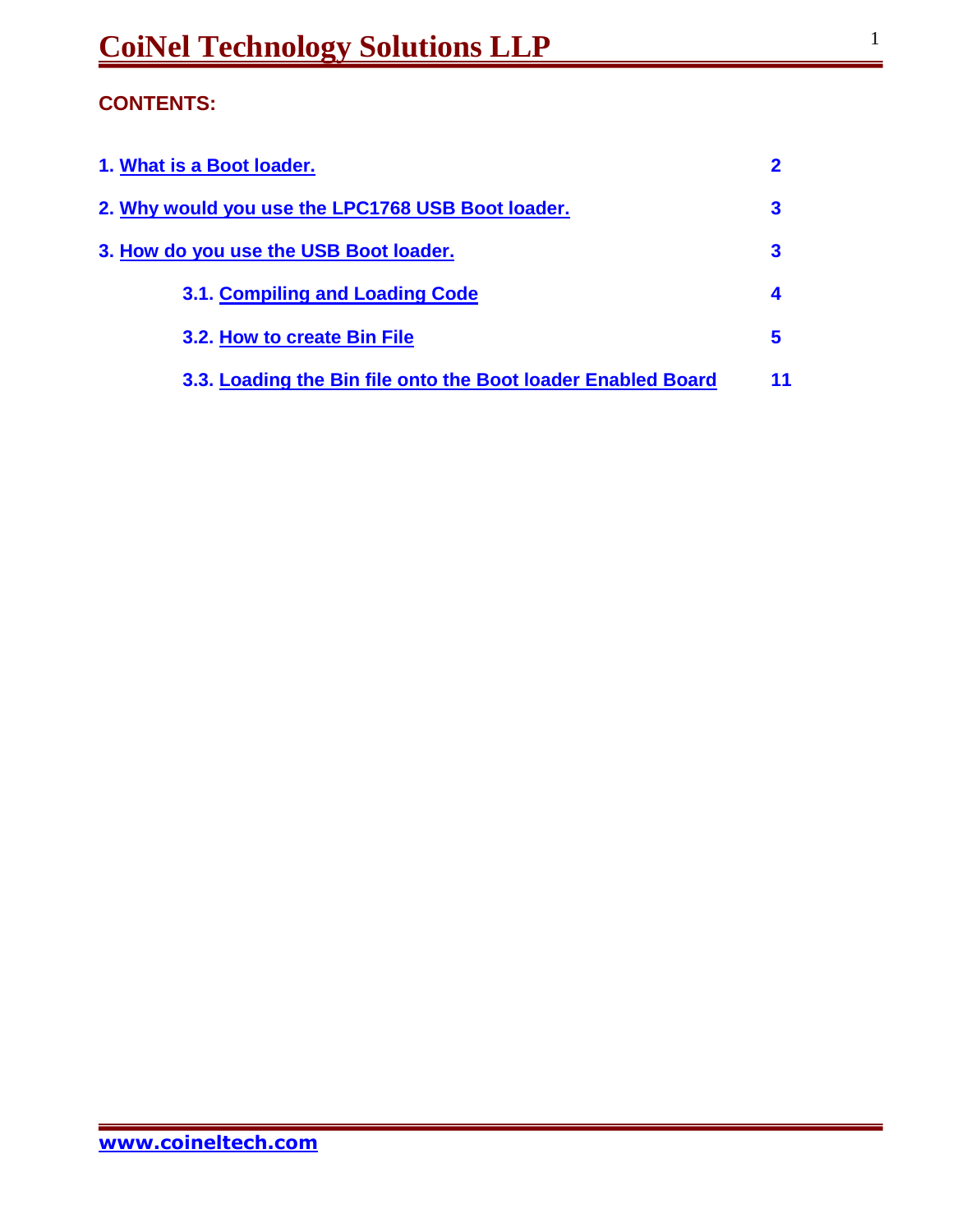**CONTENTS:**

1. What is a Boot loader. 2

2. Why would you use the LPC1768 USB Boot loader. 3

3. How do you use the USB Boot loader. 3

   3.1. Compiling and Loading Code 4

   3.2. How to create Bin File 5

   3.3. Loading the Bin file onto the Boot loader Enabled Board 11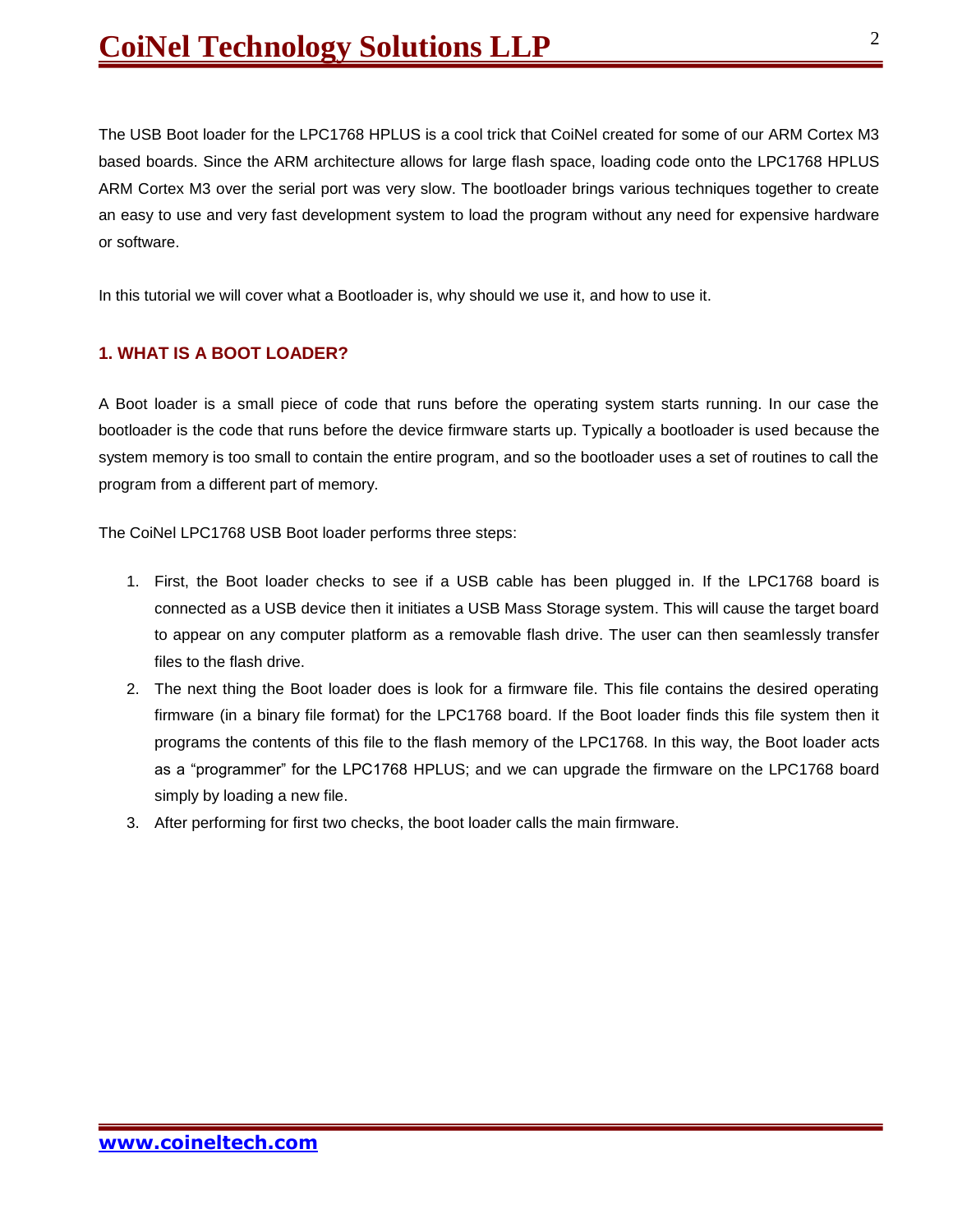The USB Boot loader for the LPC1768 HPLUS is a cool trick that CoiNel created for some of our ARM Cortex M3 based boards. Since the ARM architecture allows for large flash space, loading code onto the LPC1768 HPLUS ARM Cortex M3 over the serial port was very slow. The bootloader brings various techniques together to create an easy to use and very fast development system to load the program without any need for expensive hardware or software.

In this tutorial we will cover what a Bootloader is, why should we use it, and how to use it.

## 1. WHAT IS A BOOT LOADER?

A Boot loader is a small piece of code that runs before the operating system starts running. In our case the bootloader is the code that runs before the device firmware starts up. Typically a bootloader is used because the system memory is too small to contain the entire program, and so the bootloader uses a set of routines to call the program from a different part of memory.

The CoiNel LPC1768 USB Boot loader performs three steps:

1. First, the Boot loader checks to see if a USB cable has been plugged in. If the LPC1768 board is connected as a USB device then it initiates a USB Mass Storage system. This will cause the target board to appear on any computer platform as a removable flash drive. The user can then seamlessly transfer files to the flash drive.
2. The next thing the Boot loader does is look for a firmware file. This file contains the desired operating firmware (in a binary file format) for the LPC1768 board. If the Boot loader finds this file system then it programs the contents of this file to the flash memory of the LPC1768. In this way, the Boot loader acts as a “programmer” for the LPC1768 HPLUS; and we can upgrade the firmware on the LPC1768 board simply by loading a new file.
3. After performing for first two checks, the boot loader calls the main firmware.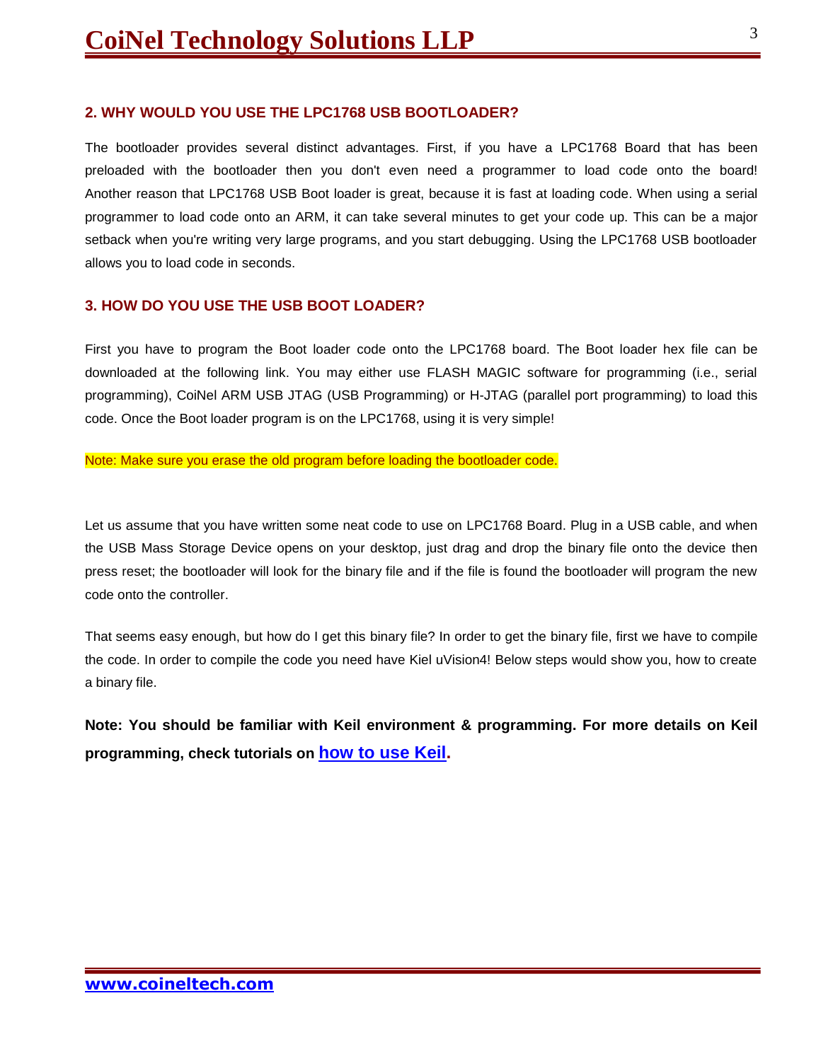## 2. WHY WOULD YOU USE THE LPC1768 USB BOOTLOADER?

The bootloader provides several distinct advantages. First, if you have a LPC1768 Board that has been preloaded with the bootloader then you don't even need a programmer to load code onto the board! Another reason that LPC1768 USB Boot loader is great, because it is fast at loading code. When using a serial programmer to load code onto an ARM, it can take several minutes to get your code up. This can be a major setback when you're writing very large programs, and you start debugging. Using the LPC1768 USB bootloader allows you to load code in seconds.

## 3. HOW DO YOU USE THE USB BOOT LOADER?

First you have to program the Boot loader code onto the LPC1768 board. The Boot loader hex file can be downloaded at the following link. You may either use FLASH MAGIC software for programming (i.e., serial programming), CoiNel ARM USB JTAG (USB Programming) or H-JTAG (parallel port programming) to load this code. Once the Boot loader program is on the LPC1768, using it is very simple!

Note: Make sure you erase the old program before loading the bootloader code.

Let us assume that you have written some neat code to use on LPC1768 Board. Plug in a USB cable, and when the USB Mass Storage Device opens on your desktop, just drag and drop the binary file onto the device then press reset; the bootloader will look for the binary file and if the file is found the bootloader will program the new code onto the controller.

That seems easy enough, but how do I get this binary file? In order to get the binary file, first we have to compile the code. In order to compile the code you need have Keil uVision4! Below steps would show you, how to create a binary file.

**Note: You should be familiar with Keil environment & programming. For more details on Keil programming, check tutorials on how to use Keil.**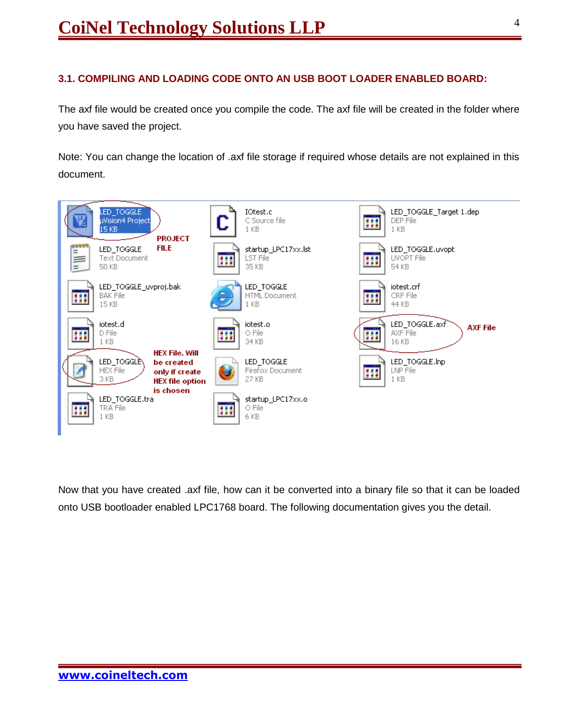### 3.1. COMPILING AND LOADING CODE ONTO AN USB BOOT LOADER ENABLED BOARD:

The axf file would be created once you compile the code. The axf file will be created in the folder where you have saved the project.

Note: You can change the location of .axf file storage if required whose details are not explained in this document.

Now that you have created .axf file, how can it be converted into a binary file so that it can be loaded onto USB bootloader enabled LPC1768 board. The following documentation gives you the detail.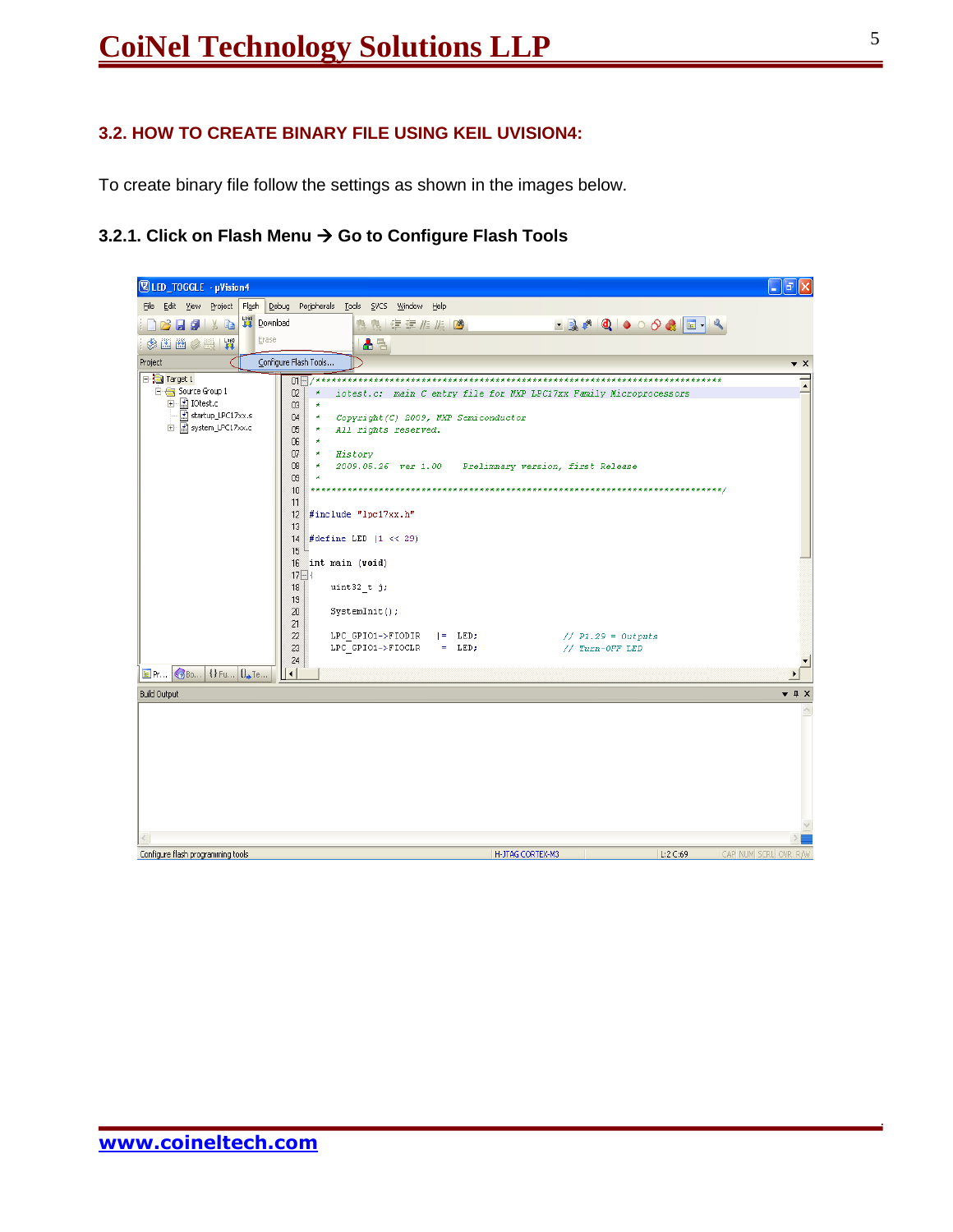## 3.2. HOW TO CREATE BINARY FILE USING KEIL UVISION4:

To create binary file follow the settings as shown in the images below.

### 3.2.1. Click on Flash Menu → Go to Configure Flash Tools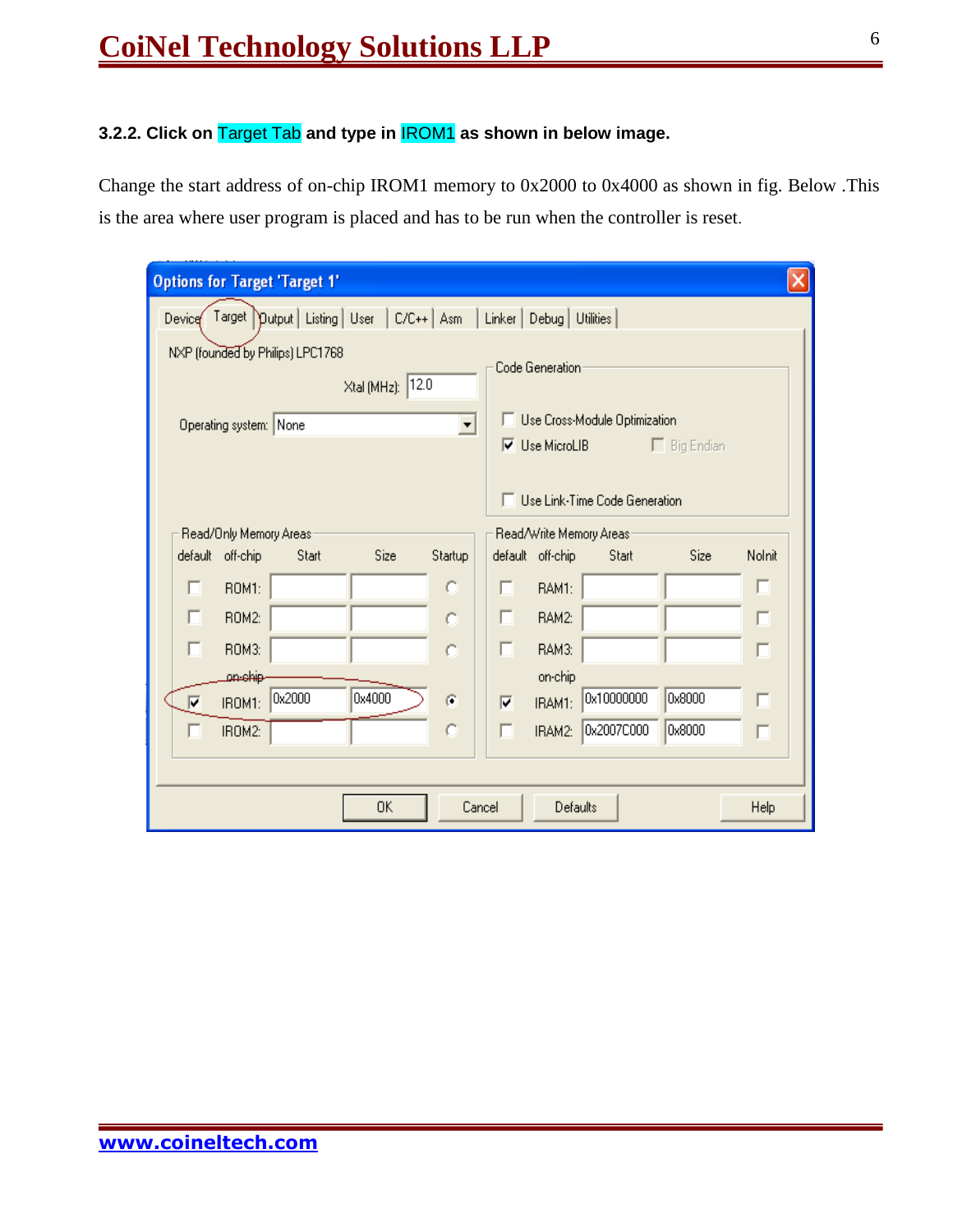### 3.2.2. Click on Target Tab and type in IROM1 as shown in below image.

Change the start address of on-chip IROM1 memory to 0x2000 to 0x4000 as shown in fig. Below .This is the area where user program is placed and has to be run when the controller is reset.

www.coineltech.com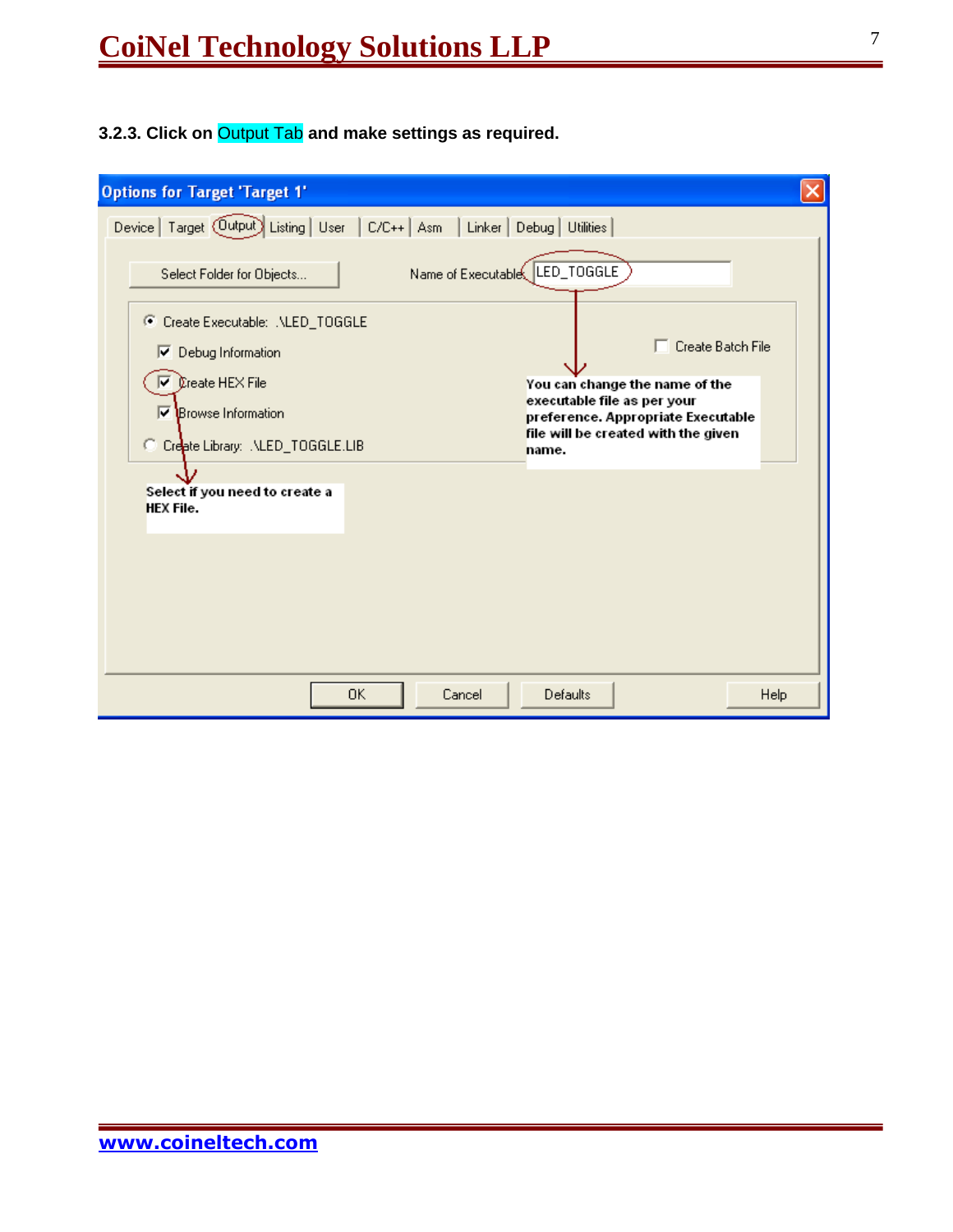**3.2.3. Click on Output Tab and make settings as required.**

Options for Target 'Target 1'

Device | Target | Output | Listing | User | C/C++ | Asm | Linker | Debug | Utilities

Select Folder for Objects...

Name of Executable: LED_TOGGLE

Create Executable: .\LED_TOGGLE

Debug Information

Create HEX File

Browse Information

Create Library: .\LED_TOGGLE.LIB

Create Batch File

You can change the name of the executable file as per your preference. Appropriate Executable file will be created with the given name.

Select if you need to create a HEX File.

OK | Cancel | Defaults | Help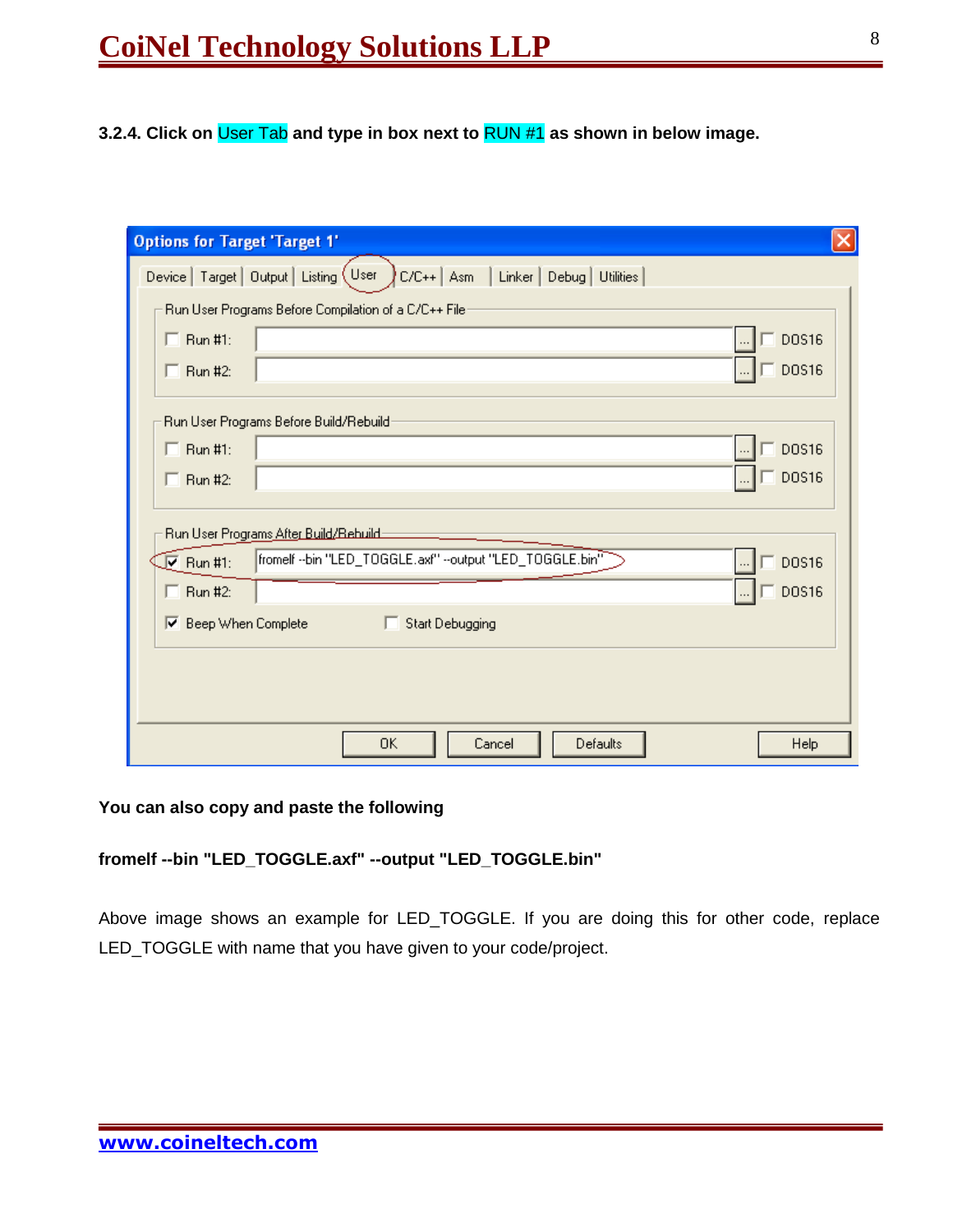**3.2.4. Click on User Tab and type in box next to RUN #1 as shown in below image.**

**You can also copy and paste the following**

**fromelf --bin "LED_TOGGLE.axf" --output "LED_TOGGLE.bin"**

Above image shows an example for LED_TOGGLE. If you are doing this for other code, replace LED_TOGGLE with name that you have given to your code/project.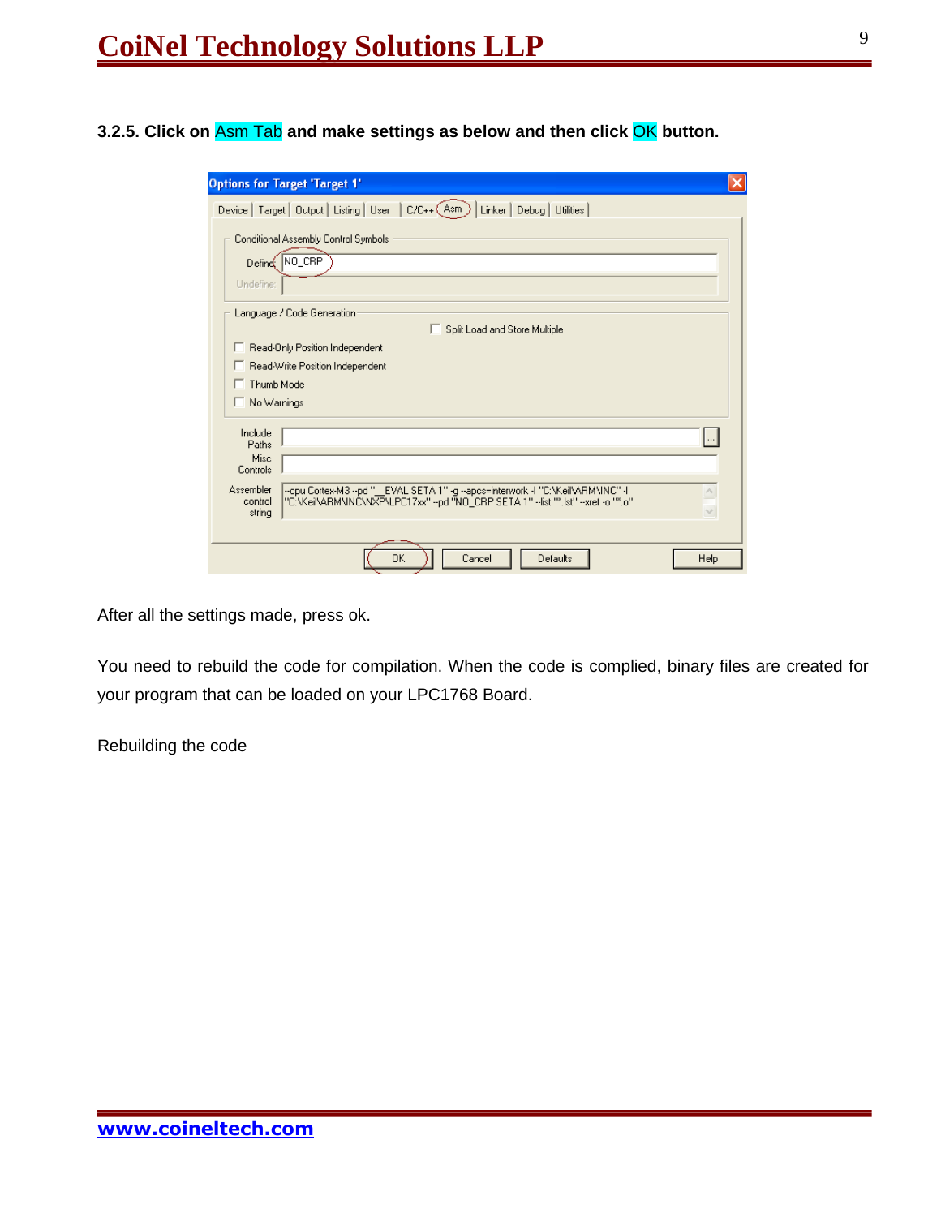**3.2.5. Click on Asm Tab and make settings as below and then click OK button.**

After all the settings made, press ok.

You need to rebuild the code for compilation. When the code is complied, binary files are created for your program that can be loaded on your LPC1768 Board.

Rebuilding the code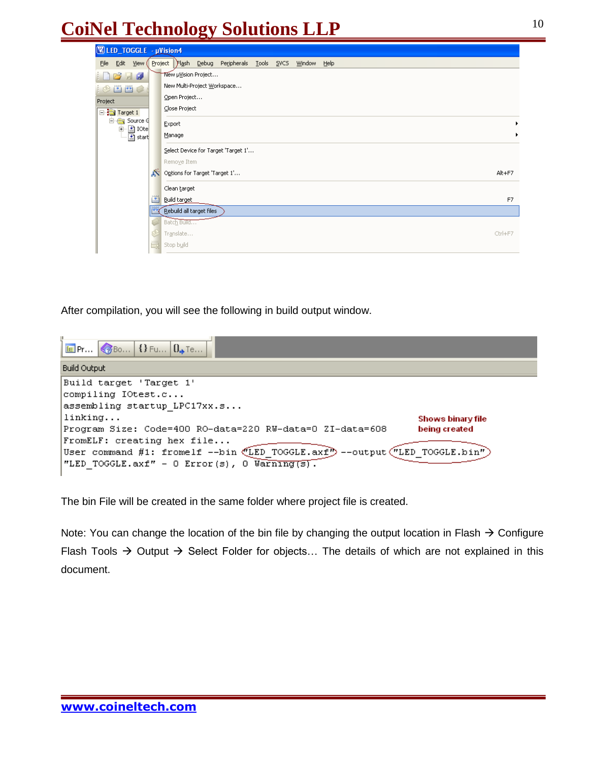After compilation, you will see the following in build output window.

```
Build target 'Target 1'
compiling IOtest.c...
assembling startup_LPC17xx.s...
linking...
Program Size: Code=400 RO-data=220 RW-data=0 ZI-data=608
FromELF: creating hex file...
User command #1: fromelf --bin "LED_TOGGLE.axf" --output "LED_TOGGLE.bin"
"LED_TOGGLE.axf" - 0 Error(s), 0 Warning(s).
```

Shows binary file being created

The bin File will be created in the same folder where project file is created.

Note: You can change the location of the bin file by changing the output location in Flash → Configure Flash Tools → Output → Select Folder for objects… The details of which are not explained in this document.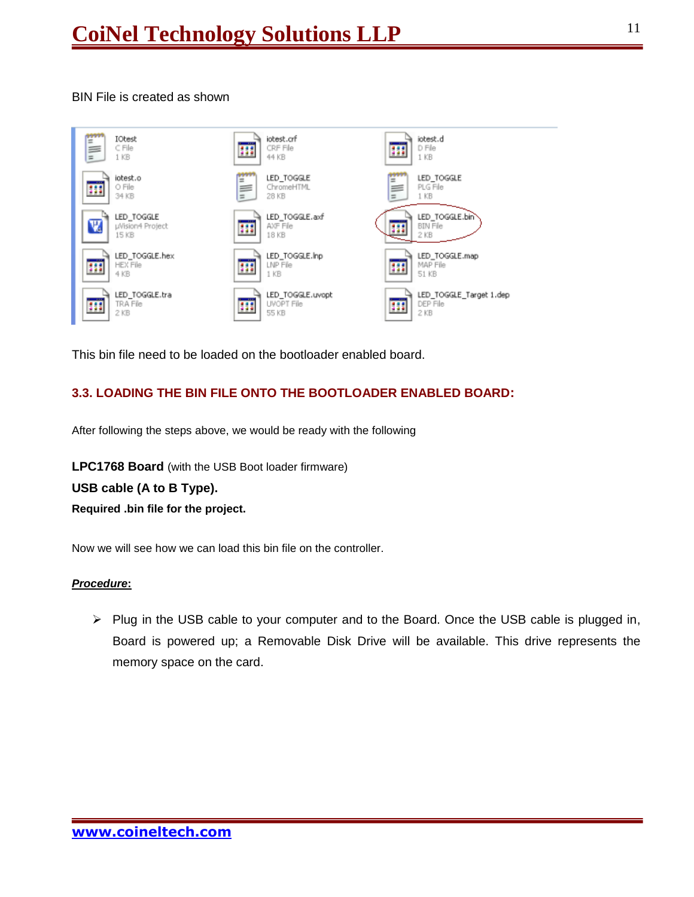BIN File is created as shown

| IOtest<br>C File<br>1 KB | iotest.crf<br>CRF File<br>44 KB | iotest.d<br>D File<br>1 KB |
| --- | --- | --- |
| iotest.o<br>O File<br>34 KB | LED_TOGGLE<br>ChromeHTML<br>28 KB | LED_TOGGLE<br>PLG File<br>1 KB |
| LED_TOGGLE<br>µVision4 Project<br>15 KB | LED_TOGGLE.axf<br>AXF File<br>18 KB | LED_TOGGLE.bin<br>BIN File<br>2 KB |
| LED_TOGGLE.hex<br>HEX File<br>4 KB | LED_TOGGLE.lnp<br>LNP File<br>1 KB | LED_TOGGLE.map<br>MAP File<br>51 KB |
| LED_TOGGLE.tra<br>TRA File<br>2 KB | LED_TOGGLE.uvopt<br>UVOPT File<br>55 KB | LED_TOGGLE_Target 1.dep<br>DEP File<br>2 KB |

This bin file need to be loaded on the bootloader enabled board.

## 3.3. LOADING THE BIN FILE ONTO THE BOOTLOADER ENABLED BOARD:

After following the steps above, we would be ready with the following

**LPC1768 Board** (with the USB Boot loader firmware)

**USB cable (A to B Type).**

**Required .bin file for the project.**

Now we will see how we can load this bin file on the controller.

***Procedure*:**

- Plug in the USB cable to your computer and to the Board. Once the USB cable is plugged in, Board is powered up; a Removable Disk Drive will be available. This drive represents the memory space on the card.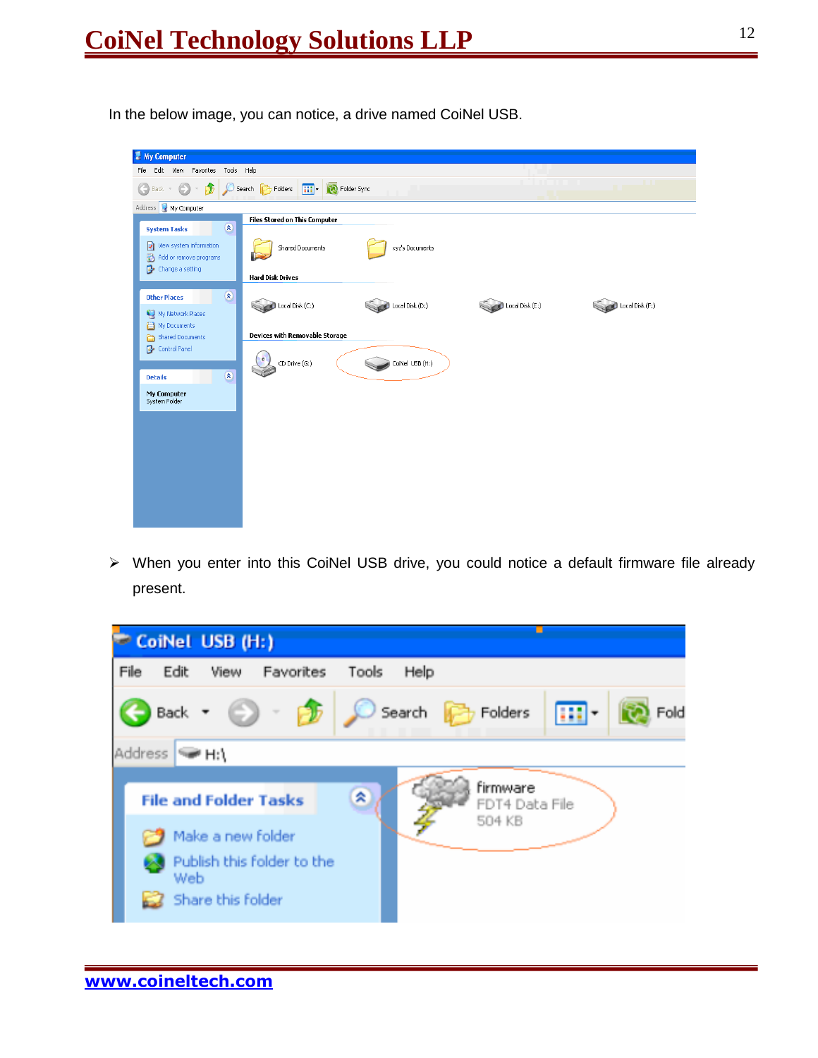In the below image, you can notice, a drive named CoiNel USB.

- When you enter into this CoiNel USB drive, you could notice a default firmware file already present.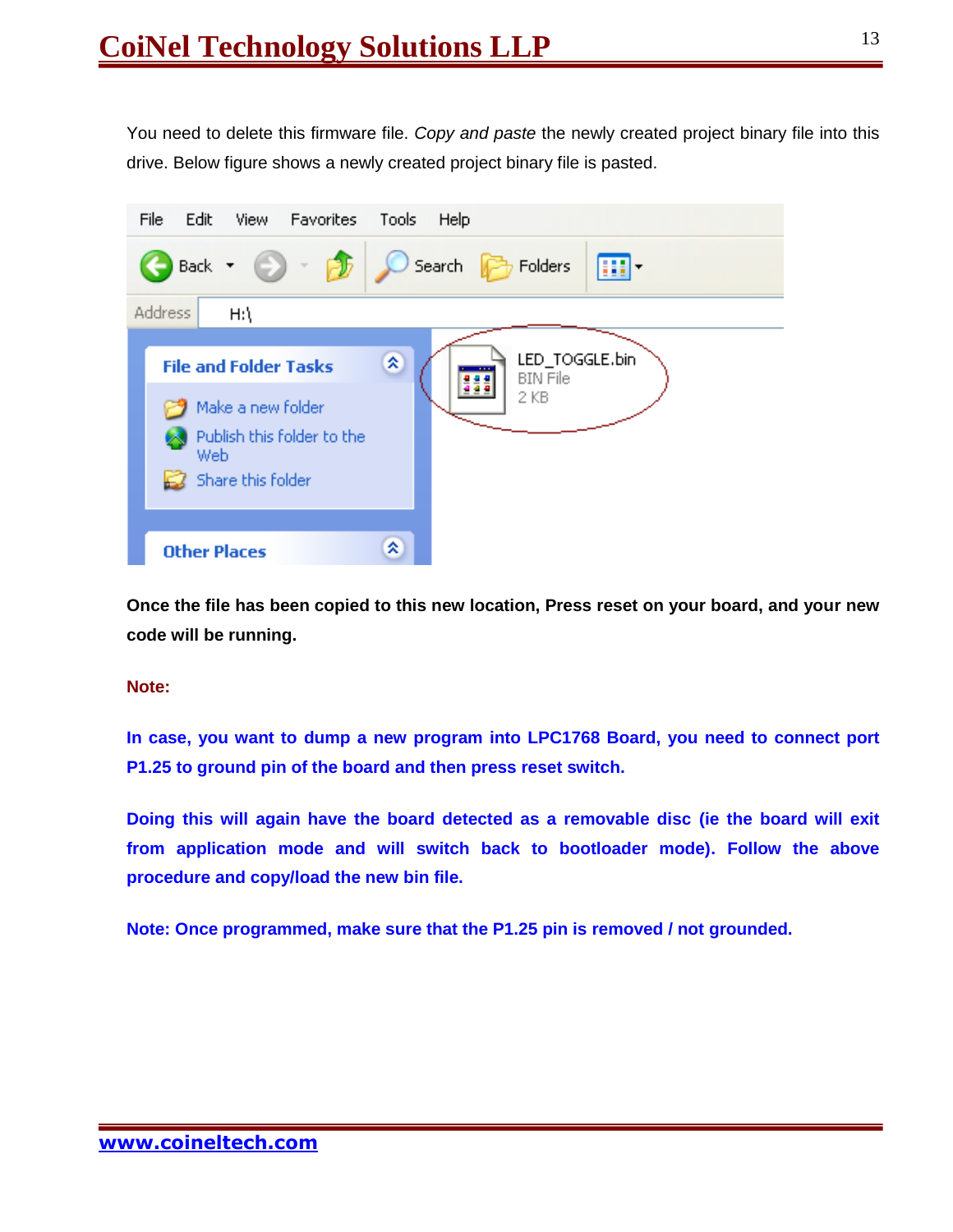You need to delete this firmware file. *Copy and paste* the newly created project binary file into this drive. Below figure shows a newly created project binary file is pasted.

**Once the file has been copied to this new location, Press reset on your board, and your new code will be running.**

**Note:**

**In case, you want to dump a new program into LPC1768 Board, you need to connect port P1.25 to ground pin of the board and then press reset switch.**

**Doing this will again have the board detected as a removable disc (ie the board will exit from application mode and will switch back to bootloader mode). Follow the above procedure and copy/load the new bin file.**

**Note: Once programmed, make sure that the P1.25 pin is removed / not grounded.**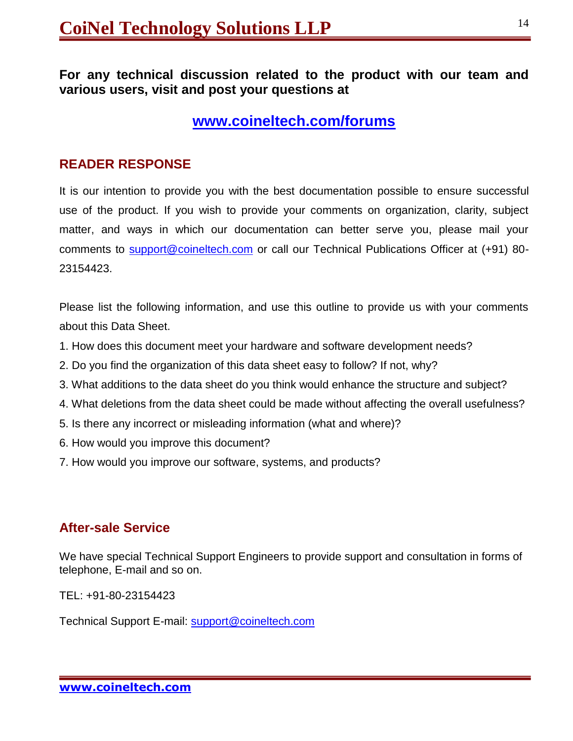**For any technical discussion related to the product with our team and various users, visit and post your questions at**

**[www.coineltech.com/forums](http://www.coineltech.com/forums)**

## READER RESPONSE

It is our intention to provide you with the best documentation possible to ensure successful use of the product. If you wish to provide your comments on organization, clarity, subject matter, and ways in which our documentation can better serve you, please mail your comments to support@coineltech.com or call our Technical Publications Officer at (+91) 80-23154423.

Please list the following information, and use this outline to provide us with your comments about this Data Sheet.

1. How does this document meet your hardware and software development needs?
2. Do you find the organization of this data sheet easy to follow? If not, why?
3. What additions to the data sheet do you think would enhance the structure and subject?
4. What deletions from the data sheet could be made without affecting the overall usefulness?
5. Is there any incorrect or misleading information (what and where)?
6. How would you improve this document?
7. How would you improve our software, systems, and products?

## After-sale Service

We have special Technical Support Engineers to provide support and consultation in forms of telephone, E-mail and so on.

TEL: +91-80-23154423

Technical Support E-mail: support@coineltech.com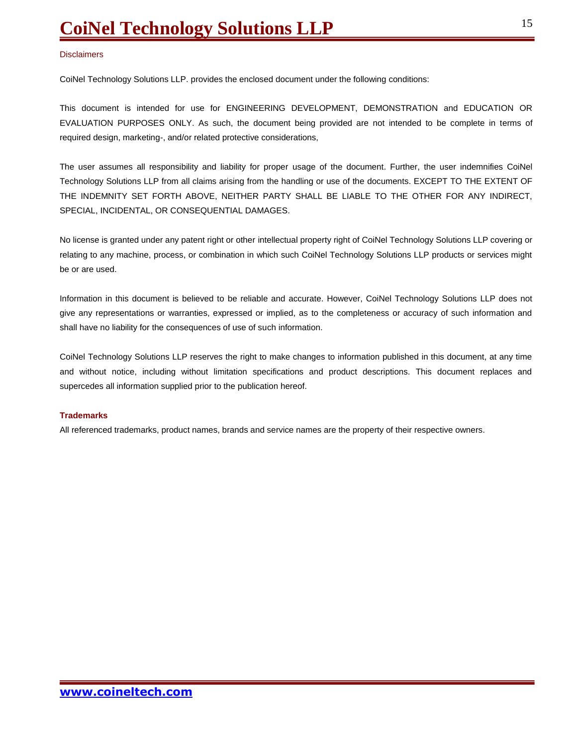## Disclaimers

CoiNel Technology Solutions LLP. provides the enclosed document under the following conditions:

This document is intended for use for ENGINEERING DEVELOPMENT, DEMONSTRATION and EDUCATION OR EVALUATION PURPOSES ONLY. As such, the document being provided are not intended to be complete in terms of required design, marketing-, and/or related protective considerations,

The user assumes all responsibility and liability for proper usage of the document. Further, the user indemnifies CoiNel Technology Solutions LLP from all claims arising from the handling or use of the documents. EXCEPT TO THE EXTENT OF THE INDEMNITY SET FORTH ABOVE, NEITHER PARTY SHALL BE LIABLE TO THE OTHER FOR ANY INDIRECT, SPECIAL, INCIDENTAL, OR CONSEQUENTIAL DAMAGES.

No license is granted under any patent right or other intellectual property right of CoiNel Technology Solutions LLP covering or relating to any machine, process, or combination in which such CoiNel Technology Solutions LLP products or services might be or are used.

Information in this document is believed to be reliable and accurate. However, CoiNel Technology Solutions LLP does not give any representations or warranties, expressed or implied, as to the completeness or accuracy of such information and shall have no liability for the consequences of use of such information.

CoiNel Technology Solutions LLP reserves the right to make changes to information published in this document, at any time and without notice, including without limitation specifications and product descriptions. This document replaces and supercedes all information supplied prior to the publication hereof.

**Trademarks**

All referenced trademarks, product names, brands and service names are the property of their respective owners.